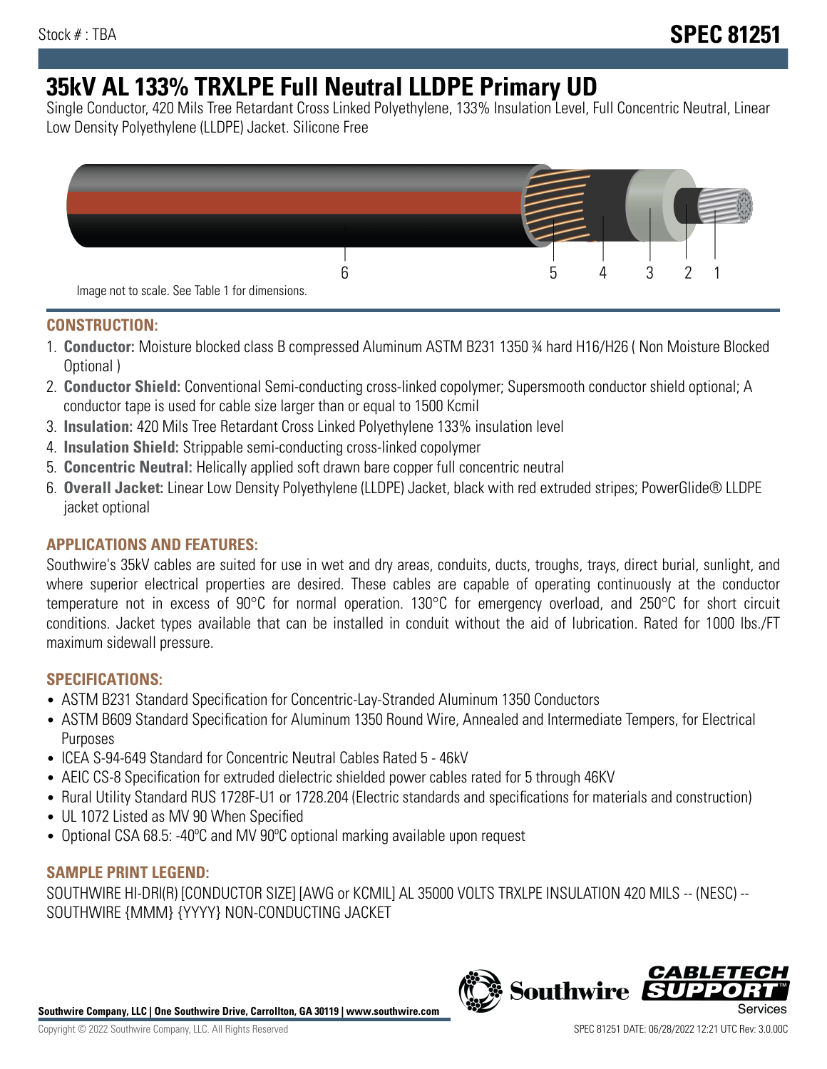Stock # : TBA

# SPEC 81251

# 35kV AL 133% TRXLPE Full Neutral LLDPE Primary UD

Single Conductor, 420 Mils Tree Retardant Cross Linked Polyethylene, 133% Insulation Level, Full Concentric Neutral, Linear Low Density Polyethylene (LLDPE) Jacket. Silicone Free

6 5 4 3 2 1

Image not to scale. See Table 1 for dimensions.

## CONSTRUCTION:

1. **Conductor:** Moisture blocked class B compressed Aluminum ASTM B231 1350 ¾ hard H16/H26 ( Non Moisture Blocked Optional )
2. **Conductor Shield:** Conventional Semi-conducting cross-linked copolymer; Supersmooth conductor shield optional; A conductor tape is used for cable size larger than or equal to 1500 Kcmil
3. **Insulation:** 420 Mils Tree Retardant Cross Linked Polyethylene 133% insulation level
4. **Insulation Shield:** Strippable semi-conducting cross-linked copolymer
5. **Concentric Neutral:** Helically applied soft drawn bare copper full concentric neutral
6. **Overall Jacket:** Linear Low Density Polyethylene (LLDPE) Jacket, black with red extruded stripes; PowerGlide® LLDPE jacket optional

## APPLICATIONS AND FEATURES:

Southwire's 35kV cables are suited for use in wet and dry areas, conduits, ducts, troughs, trays, direct burial, sunlight, and where superior electrical properties are desired. These cables are capable of operating continuously at the conductor temperature not in excess of 90°C for normal operation. 130°C for emergency overload, and 250°C for short circuit conditions. Jacket types available that can be installed in conduit without the aid of lubrication. Rated for 1000 lbs./FT maximum sidewall pressure.

## SPECIFICATIONS:

- ASTM B231 Standard Specification for Concentric-Lay-Stranded Aluminum 1350 Conductors
- ASTM B609 Standard Specification for Aluminum 1350 Round Wire, Annealed and Intermediate Tempers, for Electrical Purposes
- ICEA S-94-649 Standard for Concentric Neutral Cables Rated 5 - 46kV
- AEIC CS-8 Specification for extruded dielectric shielded power cables rated for 5 through 46KV
- Rural Utility Standard RUS 1728F-U1 or 1728.204 (Electric standards and specifications for materials and construction)
- UL 1072 Listed as MV 90 When Specified
- Optional CSA 68.5: -40ºC and MV 90ºC optional marking available upon request

## SAMPLE PRINT LEGEND:

SOUTHWIRE HI-DRI(R) [CONDUCTOR SIZE] [AWG or KCMIL] AL 35000 VOLTS TRXLPE INSULATION 420 MILS -- (NESC) -- SOUTHWIRE {MMM} {YYYY} NON-CONDUCTING JACKET

**Southwire Company, LLC | One Southwire Drive, Carrollton, GA 30119 | www.southwire.com**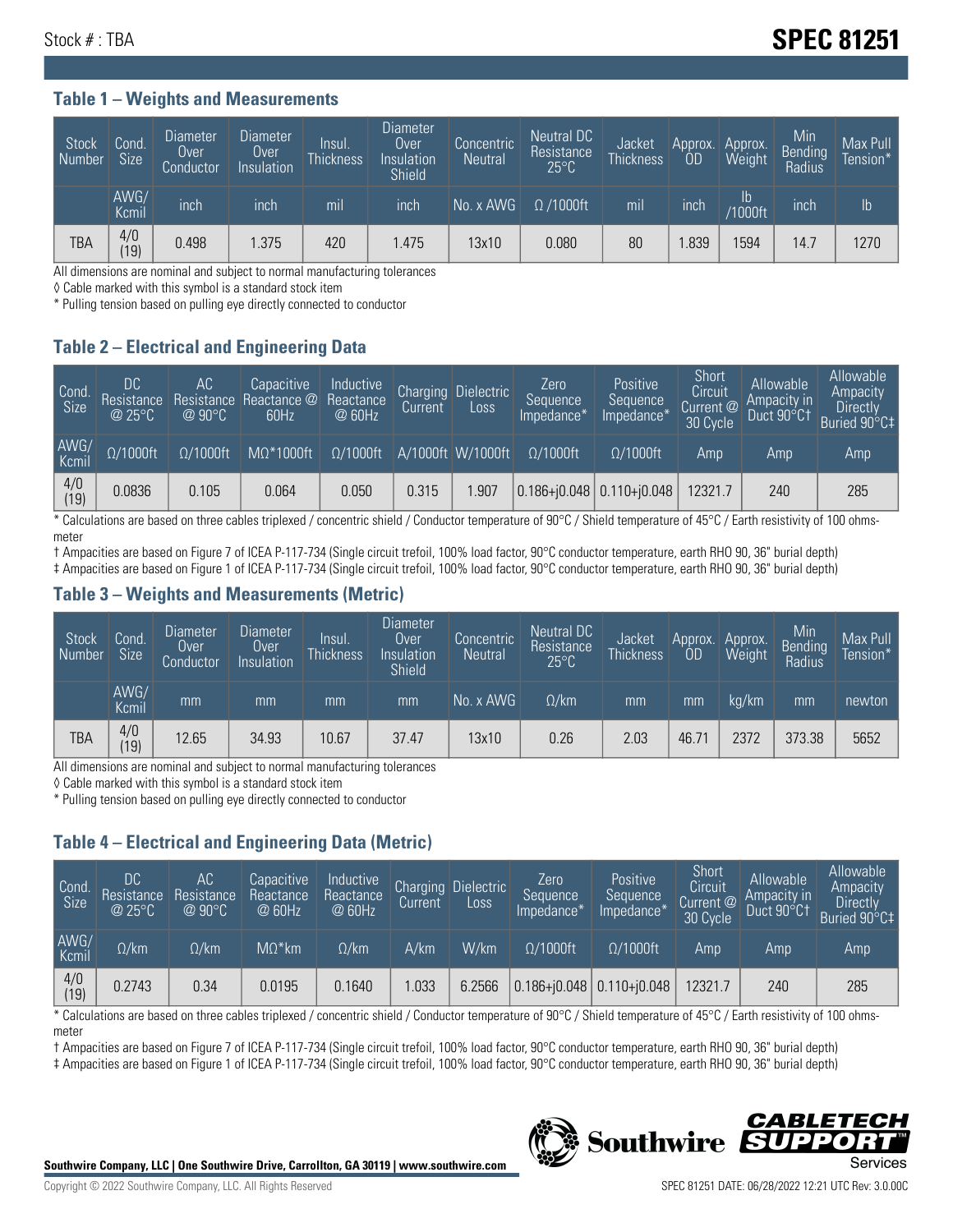Stock # : TBA

# SPEC 81251

### Table 1 – Weights and Measurements

| Stock Number | Cond. Size | Diameter Over Conductor | Diameter Over Insulation | Insul. Thickness | Diameter Over Insulation Shield | Concentric Neutral | Neutral DC Resistance 25°C | Jacket Thickness | Approx. OD | Approx. Weight | Min Bending Radius | Max Pull Tension* |
|---|---|---|---|---|---|---|---|---|---|---|---|---|
| | AWG/ Kcmil | inch | inch | mil | inch | No. x AWG | Ω /1000ft | mil | inch | lb /1000ft | inch | lb |
| TBA | 4/0 (19) | 0.498 | 1.375 | 420 | 1.475 | 13x10 | 0.080 | 80 | 1.839 | 1594 | 14.7 | 1270 |

All dimensions are nominal and subject to normal manufacturing tolerances

◊ Cable marked with this symbol is a standard stock item

* Pulling tension based on pulling eye directly connected to conductor

### Table 2 – Electrical and Engineering Data

| Cond. Size | DC Resistance @ 25°C | AC Resistance @ 90°C | Capacitive Reactance @ 60Hz | Inductive Reactance @ 60Hz | Charging Current | Dielectric Loss | Zero Sequence Impedance* | Positive Sequence Impedance* | Short Circuit Current @ 30 Cycle | Allowable Ampacity in Duct 90°C† | Allowable Ampacity Directly Buried 90°C‡ |
|---|---|---|---|---|---|---|---|---|---|---|---|
| AWG/ Kcmil | Ω/1000ft | Ω/1000ft | MΩ*1000ft | Ω/1000ft | A/1000ft | W/1000ft | Ω/1000ft | Ω/1000ft | Amp | Amp | Amp |
| 4/0 (19) | 0.0836 | 0.105 | 0.064 | 0.050 | 0.315 | 1.907 | 0.186+j0.048 | 0.110+j0.048 | 12321.7 | 240 | 285 |

* Calculations are based on three cables triplexed / concentric shield / Conductor temperature of 90°C / Shield temperature of 45°C / Earth resistivity of 100 ohms-meter

† Ampacities are based on Figure 7 of ICEA P-117-734 (Single circuit trefoil, 100% load factor, 90°C conductor temperature, earth RHO 90, 36" burial depth)

‡ Ampacities are based on Figure 1 of ICEA P-117-734 (Single circuit trefoil, 100% load factor, 90°C conductor temperature, earth RHO 90, 36" burial depth)

### Table 3 – Weights and Measurements (Metric)

| Stock Number | Cond. Size | Diameter Over Conductor | Diameter Over Insulation | Insul. Thickness | Diameter Over Insulation Shield | Concentric Neutral | Neutral DC Resistance 25°C | Jacket Thickness | Approx. OD | Approx. Weight | Min Bending Radius | Max Pull Tension* |
|---|---|---|---|---|---|---|---|---|---|---|---|---|
| | AWG/ Kcmil | mm | mm | mm | mm | No. x AWG | Ω/km | mm | mm | kg/km | mm | newton |
| TBA | 4/0 (19) | 12.65 | 34.93 | 10.67 | 37.47 | 13x10 | 0.26 | 2.03 | 46.71 | 2372 | 373.38 | 5652 |

All dimensions are nominal and subject to normal manufacturing tolerances

◊ Cable marked with this symbol is a standard stock item

* Pulling tension based on pulling eye directly connected to conductor

### Table 4 – Electrical and Engineering Data (Metric)

| Cond. Size | DC Resistance @ 25°C | AC Resistance @ 90°C | Capacitive Reactance @ 60Hz | Inductive Reactance @ 60Hz | Charging Current | Dielectric Loss | Zero Sequence Impedance* | Positive Sequence Impedance* | Short Circuit Current @ 30 Cycle | Allowable Ampacity in Duct 90°C† | Allowable Ampacity Directly Buried 90°C‡ |
|---|---|---|---|---|---|---|---|---|---|---|---|
| AWG/ Kcmil | Ω/km | Ω/km | MΩ*km | Ω/km | A/km | W/km | Ω/1000ft | Ω/1000ft | Amp | Amp | Amp |
| 4/0 (19) | 0.2743 | 0.34 | 0.0195 | 0.1640 | 1.033 | 6.2566 | 0.186+j0.048 | 0.110+j0.048 | 12321.7 | 240 | 285 |

* Calculations are based on three cables triplexed / concentric shield / Conductor temperature of 90°C / Shield temperature of 45°C / Earth resistivity of 100 ohms-meter

† Ampacities are based on Figure 7 of ICEA P-117-734 (Single circuit trefoil, 100% load factor, 90°C conductor temperature, earth RHO 90, 36" burial depth)

‡ Ampacities are based on Figure 1 of ICEA P-117-734 (Single circuit trefoil, 100% load factor, 90°C conductor temperature, earth RHO 90, 36" burial depth)

**Southwire Company, LLC | One Southwire Drive, Carrollton, GA 30119 | www.southwire.com**

Copyright © 2022 Southwire Company, LLC. All Rights Reserved

SPEC 81251 DATE: 06/28/2022 12:21 UTC Rev: 3.0.00C